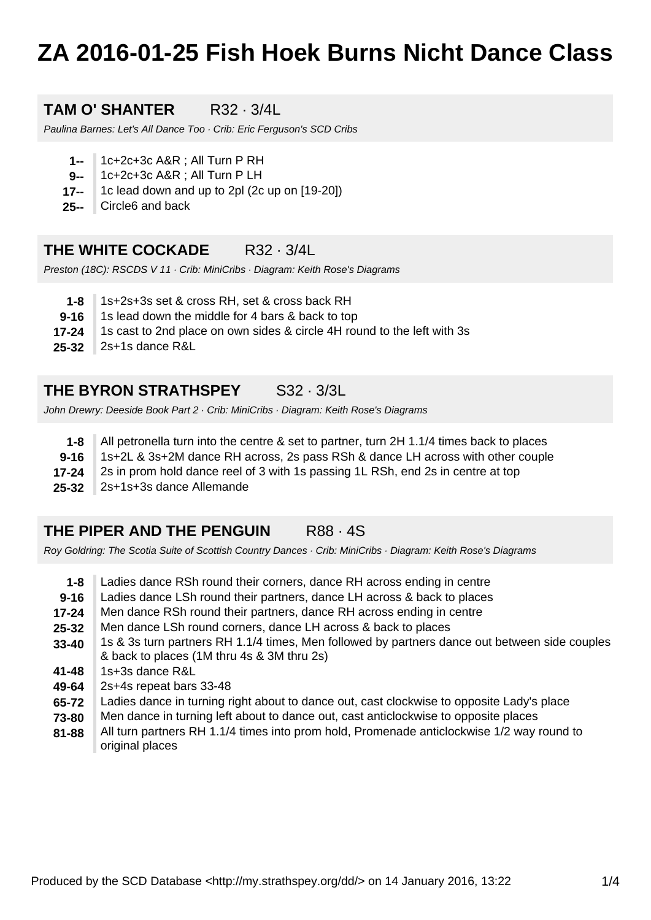# ZA 2016-01-25 Fish Hoek Burns Nicht Dance Class

## TAM O' SHANTER R32 · 3/4L

*Paulina Barnes: Let's All Dance Too · Crib: Eric Ferguson's SCD Cribs*

| | |
|---|---|
| **1--** | 1c+2c+3c A&R ; All Turn P RH |
| **9--** | 1c+2c+3c A&R ; All Turn P LH |
| **17--** | 1c lead down and up to 2pl (2c up on [19-20]) |
| **25--** | Circle6 and back |

## THE WHITE COCKADE R32 · 3/4L

*Preston (18C): RSCDS V 11 · Crib: MiniCribs · Diagram: Keith Rose's Diagrams*

| | |
|---|---|
| **1-8** | 1s+2s+3s set & cross RH, set & cross back RH |
| **9-16** | 1s lead down the middle for 4 bars & back to top |
| **17-24** | 1s cast to 2nd place on own sides & circle 4H round to the left with 3s |
| **25-32** | 2s+1s dance R&L |

## THE BYRON STRATHSPEY S32 · 3/3L

*John Drewry: Deeside Book Part 2 · Crib: MiniCribs · Diagram: Keith Rose's Diagrams*

| | |
|---|---|
| **1-8** | All petronella turn into the centre & set to partner, turn 2H 1.1/4 times back to places |
| **9-16** | 1s+2L & 3s+2M dance RH across, 2s pass RSh & dance LH across with other couple |
| **17-24** | 2s in prom hold dance reel of 3 with 1s passing 1L RSh, end 2s in centre at top |
| **25-32** | 2s+1s+3s dance Allemande |

## THE PIPER AND THE PENGUIN R88 · 4S

*Roy Goldring: The Scotia Suite of Scottish Country Dances · Crib: MiniCribs · Diagram: Keith Rose's Diagrams*

| | |
|---|---|
| **1-8** | Ladies dance RSh round their corners, dance RH across ending in centre |
| **9-16** | Ladies dance LSh round their partners, dance LH across & back to places |
| **17-24** | Men dance RSh round their partners, dance RH across ending in centre |
| **25-32** | Men dance LSh round corners, dance LH across & back to places |
| **33-40** | 1s & 3s turn partners RH 1.1/4 times, Men followed by partners dance out between side couples & back to places (1M thru 4s & 3M thru 2s) |
| **41-48** | 1s+3s dance R&L |
| **49-64** | 2s+4s repeat bars 33-48 |
| **65-72** | Ladies dance in turning right about to dance out, cast clockwise to opposite Lady's place |
| **73-80** | Men dance in turning left about to dance out, cast anticlockwise to opposite places |
| **81-88** | All turn partners RH 1.1/4 times into prom hold, Promenade anticlockwise 1/2 way round to original places |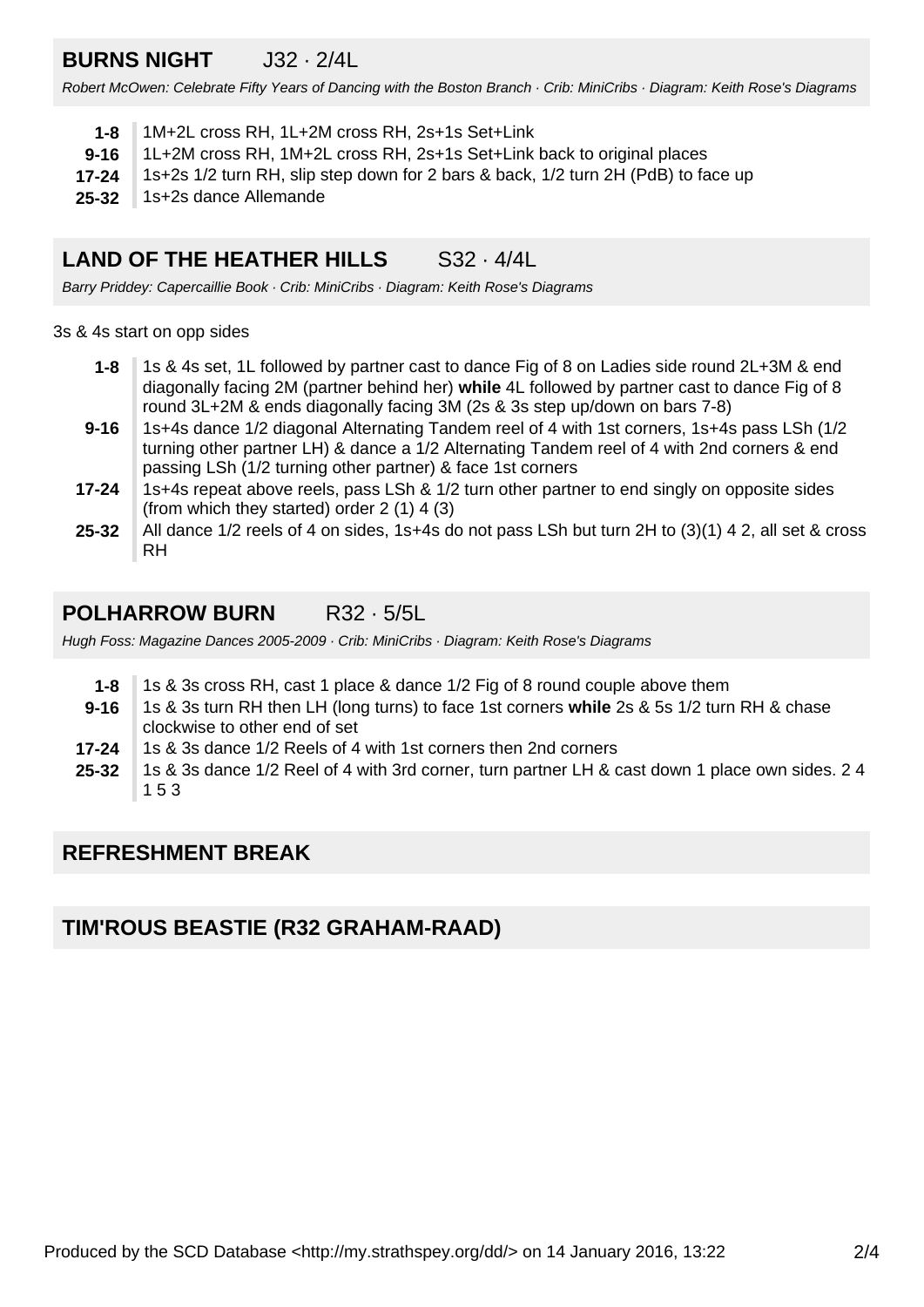## BURNS NIGHT J32 · 2/4L

*Robert McOwen: Celebrate Fifty Years of Dancing with the Boston Branch · Crib: MiniCribs · Diagram: Keith Rose's Diagrams*

- **1-8** 1M+2L cross RH, 1L+2M cross RH, 2s+1s Set+Link
- **9-16** 1L+2M cross RH, 1M+2L cross RH, 2s+1s Set+Link back to original places
- **17-24** 1s+2s 1/2 turn RH, slip step down for 2 bars & back, 1/2 turn 2H (PdB) to face up
- **25-32** 1s+2s dance Allemande

## LAND OF THE HEATHER HILLS S32 · 4/4L

*Barry Priddey: Capercaillie Book · Crib: MiniCribs · Diagram: Keith Rose's Diagrams*

3s & 4s start on opp sides

- **1-8** 1s & 4s set, 1L followed by partner cast to dance Fig of 8 on Ladies side round 2L+3M & end diagonally facing 2M (partner behind her) **while** 4L followed by partner cast to dance Fig of 8 round 3L+2M & ends diagonally facing 3M (2s & 3s step up/down on bars 7-8)
- **9-16** 1s+4s dance 1/2 diagonal Alternating Tandem reel of 4 with 1st corners, 1s+4s pass LSh (1/2 turning other partner LH) & dance a 1/2 Alternating Tandem reel of 4 with 2nd corners & end passing LSh (1/2 turning other partner) & face 1st corners
- **17-24** 1s+4s repeat above reels, pass LSh & 1/2 turn other partner to end singly on opposite sides (from which they started) order 2 (1) 4 (3)
- **25-32** All dance 1/2 reels of 4 on sides, 1s+4s do not pass LSh but turn 2H to (3)(1) 4 2, all set & cross RH

## POLHARROW BURN R32 · 5/5L

*Hugh Foss: Magazine Dances 2005-2009 · Crib: MiniCribs · Diagram: Keith Rose's Diagrams*

- **1-8** 1s & 3s cross RH, cast 1 place & dance 1/2 Fig of 8 round couple above them
- **9-16** 1s & 3s turn RH then LH (long turns) to face 1st corners **while** 2s & 5s 1/2 turn RH & chase clockwise to other end of set
- **17-24** 1s & 3s dance 1/2 Reels of 4 with 1st corners then 2nd corners
- **25-32** 1s & 3s dance 1/2 Reel of 4 with 3rd corner, turn partner LH & cast down 1 place own sides. 2 4 1 5 3

## REFRESHMENT BREAK

## TIM'ROUS BEASTIE (R32 GRAHAM-RAAD)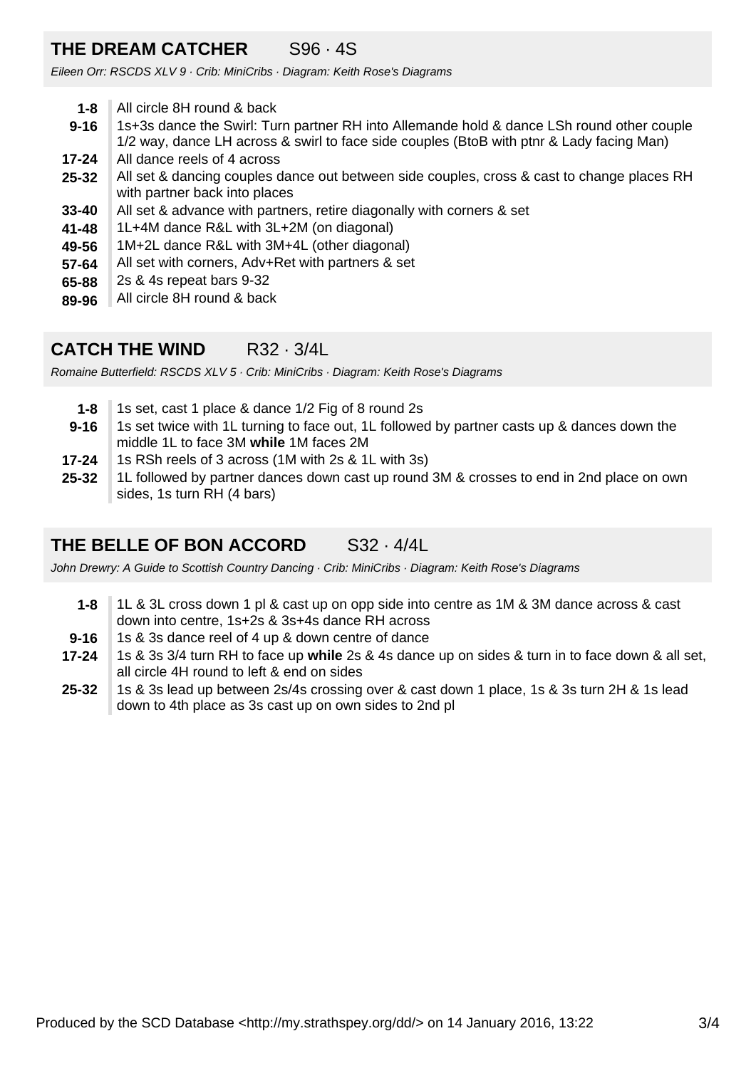## THE DREAM CATCHER S96 · 4S

*Eileen Orr: RSCDS XLV 9 · Crib: MiniCribs · Diagram: Keith Rose's Diagrams*

| | |
|---|---|
| **1-8** | All circle 8H round & back |
| **9-16** | 1s+3s dance the Swirl: Turn partner RH into Allemande hold & dance LSh round other couple 1/2 way, dance LH across & swirl to face side couples (BtoB with ptnr & Lady facing Man) |
| **17-24** | All dance reels of 4 across |
| **25-32** | All set & dancing couples dance out between side couples, cross & cast to change places RH with partner back into places |
| **33-40** | All set & advance with partners, retire diagonally with corners & set |
| **41-48** | 1L+4M dance R&L with 3L+2M (on diagonal) |
| **49-56** | 1M+2L dance R&L with 3M+4L (other diagonal) |
| **57-64** | All set with corners, Adv+Ret with partners & set |
| **65-88** | 2s & 4s repeat bars 9-32 |
| **89-96** | All circle 8H round & back |

## CATCH THE WIND R32 · 3/4L

*Romaine Butterfield: RSCDS XLV 5 · Crib: MiniCribs · Diagram: Keith Rose's Diagrams*

| | |
|---|---|
| **1-8** | 1s set, cast 1 place & dance 1/2 Fig of 8 round 2s |
| **9-16** | 1s set twice with 1L turning to face out, 1L followed by partner casts up & dances down the middle 1L to face 3M **while** 1M faces 2M |
| **17-24** | 1s RSh reels of 3 across (1M with 2s & 1L with 3s) |
| **25-32** | 1L followed by partner dances down cast up round 3M & crosses to end in 2nd place on own sides, 1s turn RH (4 bars) |

## THE BELLE OF BON ACCORD S32 · 4/4L

*John Drewry: A Guide to Scottish Country Dancing · Crib: MiniCribs · Diagram: Keith Rose's Diagrams*

| | |
|---|---|
| **1-8** | 1L & 3L cross down 1 pl & cast up on opp side into centre as 1M & 3M dance across & cast down into centre, 1s+2s & 3s+4s dance RH across |
| **9-16** | 1s & 3s dance reel of 4 up & down centre of dance |
| **17-24** | 1s & 3s 3/4 turn RH to face up **while** 2s & 4s dance up on sides & turn in to face down & all set, all circle 4H round to left & end on sides |
| **25-32** | 1s & 3s lead up between 2s/4s crossing over & cast down 1 place, 1s & 3s turn 2H & 1s lead down to 4th place as 3s cast up on own sides to 2nd pl |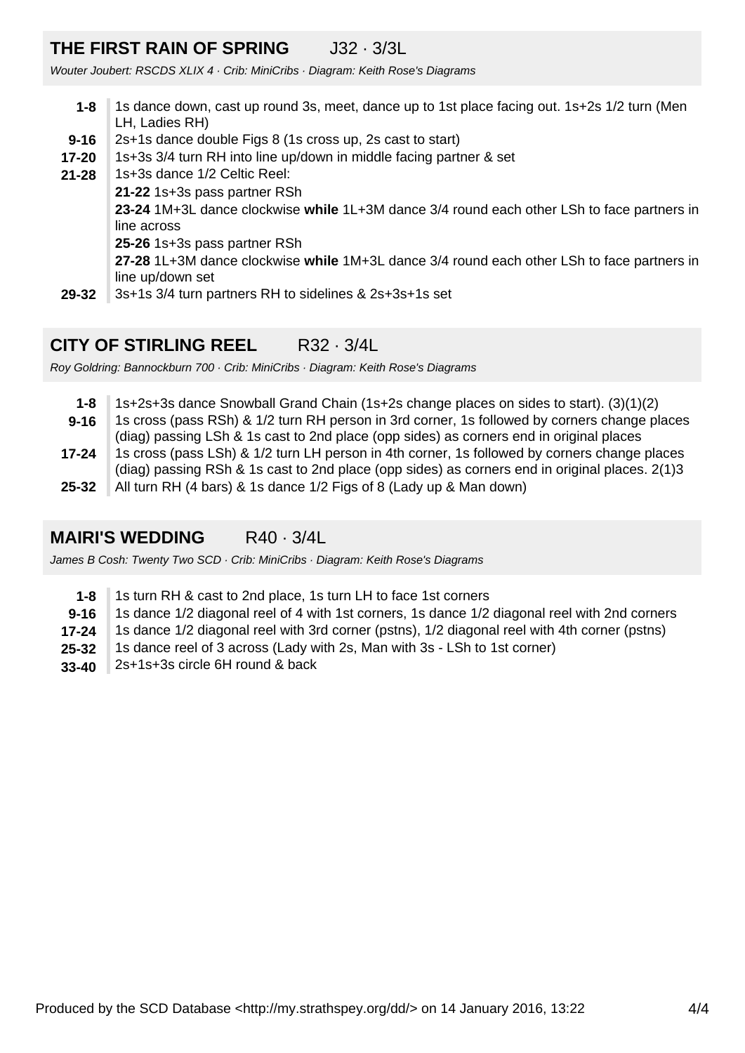## THE FIRST RAIN OF SPRING J32 · 3/3L

*Wouter Joubert: RSCDS XLIX 4 · Crib: MiniCribs · Diagram: Keith Rose's Diagrams*

| | |
|---|---|
| **1-8** | 1s dance down, cast up round 3s, meet, dance up to 1st place facing out. 1s+2s 1/2 turn (Men LH, Ladies RH) |
| **9-16** | 2s+1s dance double Figs 8 (1s cross up, 2s cast to start) |
| **17-20** | 1s+3s 3/4 turn RH into line up/down in middle facing partner & set |
| **21-28** | 1s+3s dance 1/2 Celtic Reel:<br>**21-22** 1s+3s pass partner RSh<br>**23-24** 1M+3L dance clockwise **while** 1L+3M dance 3/4 round each other LSh to face partners in line across<br>**25-26** 1s+3s pass partner RSh<br>**27-28** 1L+3M dance clockwise **while** 1M+3L dance 3/4 round each other LSh to face partners in line up/down set |
| **29-32** | 3s+1s 3/4 turn partners RH to sidelines & 2s+3s+1s set |

## CITY OF STIRLING REEL R32 · 3/4L

*Roy Goldring: Bannockburn 700 · Crib: MiniCribs · Diagram: Keith Rose's Diagrams*

| | |
|---|---|
| **1-8** | 1s+2s+3s dance Snowball Grand Chain (1s+2s change places on sides to start). (3)(1)(2) |
| **9-16** | 1s cross (pass RSh) & 1/2 turn RH person in 3rd corner, 1s followed by corners change places (diag) passing LSh & 1s cast to 2nd place (opp sides) as corners end in original places |
| **17-24** | 1s cross (pass LSh) & 1/2 turn LH person in 4th corner, 1s followed by corners change places (diag) passing RSh & 1s cast to 2nd place (opp sides) as corners end in original places. 2(1)3 |
| **25-32** | All turn RH (4 bars) & 1s dance 1/2 Figs of 8 (Lady up & Man down) |

## MAIRI'S WEDDING R40 · 3/4L

*James B Cosh: Twenty Two SCD · Crib: MiniCribs · Diagram: Keith Rose's Diagrams*

| | |
|---|---|
| **1-8** | 1s turn RH & cast to 2nd place, 1s turn LH to face 1st corners |
| **9-16** | 1s dance 1/2 diagonal reel of 4 with 1st corners, 1s dance 1/2 diagonal reel with 2nd corners |
| **17-24** | 1s dance 1/2 diagonal reel with 3rd corner (pstns), 1/2 diagonal reel with 4th corner (pstns) |
| **25-32** | 1s dance reel of 3 across (Lady with 2s, Man with 3s - LSh to 1st corner) |
| **33-40** | 2s+1s+3s circle 6H round & back |

Produced by the SCD Database <http://my.strathspey.org/dd/> on 14 January 2016, 13:22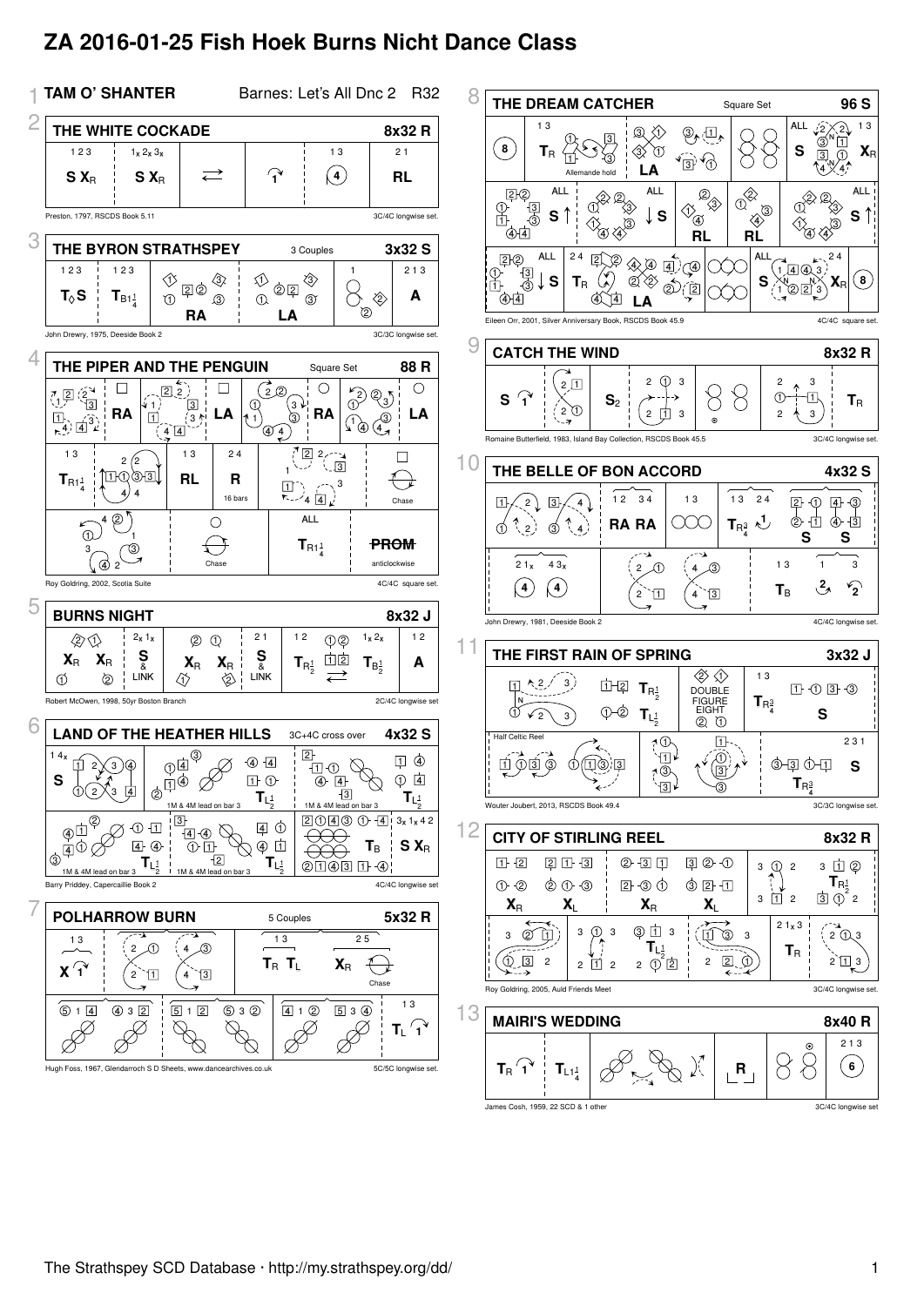# ZA 2016-01-25 Fish Hoek Burns Nicht Dance Class

1 **TAM O' SHANTER** Barnes: Let's All Dnc 2 R32

2 **THE WHITE COCKADE** 8x32 R

| 1 2 3 | 1x 2x 3x | | | 1 3 | 2 1 |
|---|---|---|---|---|---|
| S $X_R$ | S $X_R$ | ⇄ | | (4) | RL |

Preston, 1797, RSCDS Book 5.11 — 3C/4C longwise set.

3 **THE BYRON STRATHSPEY** 3 Couples 3x32 S

| 1 2 3 | 1 2 3 | | | 1 | 2 1 3 |
|---|---|---|---|---|---|
| $T_◊$S | $T_{B1\frac{1}{4}}$ | RA | LA | | A |

John Drewry, 1975, Deeside Book 2 — 3C/3C longwise set.

4 **THE PIPER AND THE PENGUIN** Square Set 88 R

RA | LA | RA | LA

1 3: $T_{R1\frac{1}{4}}$ | 1 3: RL | 2 4: R 16 bars | Chase

Chase | ALL $T_{R1\frac{1}{4}}$ | PROM anticlockwise

Roy Goldring, 2002, Scotia Suite — 4C/4C square set.

5 **BURNS NIGHT** 8x32 J

| | 2x 1x | | 2 1 | 1 2 | 1x 2x | 1 2 |
|---|---|---|---|---|---|---|
| $X_R$ $X_R$ | S & LINK | $X_R$ $X_R$ | S & LINK | $T_{R\frac{1}{2}}$ | $T_{B\frac{1}{2}}$ | A |

Robert McOwen, 1998, 50yr Boston Branch — 2C/4C longwise set

6 **LAND OF THE HEATHER HILLS** 3C+4C cross over 4x32 S

1 4x S | 1M & 4M lead on bar 3 | $T_{L\frac{1}{2}}$ | 1M & 4M lead on bar 3 | $T_{L\frac{1}{2}}$

1M & 4M lead on bar 3 | $T_{L\frac{1}{2}}$ | 1M & 4M lead on bar 3 | $T_{L\frac{1}{2}}$ | $T_B$ | 3x 1x 4 2 S $X_R$

Barry Priddey, Capercaillie Book 2 — 4C/4C longwise set

7 **POLHARROW BURN** 5 Couples 5x32 R

1 3 X | | | 1 3 $T_R$ $T_L$ | 2 5 $X_R$ Chase

| | | | | 1 3 $T_L$ |

Hugh Foss, 1967, Glendarroch S D Sheets, www.dancearchives.co.uk — 5C/5C longwise set.

8 **THE DREAM CATCHER** Square Set 96 S

(8) | 1 3 $T_R$ Allemande hold | LA | | ALL S | 1 3 $X_R$

ALL S ↑ | ALL ↓ S | RL | RL | ALL S ↑

ALL ↓ S | 2 4 $T_R$ | LA | | ALL S | 2 4 $X_R$ | (8)

Eileen Orr, 2001, Silver Anniversary Book, RSCDS Book 45.9 — 4C/4C square set.

9 **CATCH THE WIND** 8x32 R

| | | | | | |
|---|---|---|---|---|---|
| S | | $S_2$ | | | $T_R$ |

Romaine Butterfield, 1983, Island Bay Collection, RSCDS Book 45.5 — 3C/4C longwise set.

10 **THE BELLE OF BON ACCORD** 4x32 S

| | 1 2 3 4 | 1 3 | 1 3 2 4 | |
|---|---|---|---|---|
| | RA RA | | $T_{R\frac{3}{4}}$ | S S |

| 2 1x 4 3x | | | 1 3 |
|---|---|---|---|
| (4) (4) | | | $T_B$ |

John Drewry, 1981, Deeside Book 2 — 4C/4C longwise set.

11 **THE FIRST RAIN OF SPRING** 3x32 J

| | $T_{R\frac{1}{2}}$ $T_{L\frac{1}{2}}$ | DOUBLE FIGURE EIGHT | 1 3 $T_{R\frac{3}{4}}$ | S |
|---|---|---|---|---|

Half Celtic Reel | | | $T_{R\frac{3}{4}}$ | 2 3 1 S

Wouter Joubert, 2013, RSCDS Book 49.4 — 3C/3C longwise set.

12 **CITY OF STIRLING REEL** 8x32 R

| $X_R$ | $X_L$ | $X_R$ | $X_L$ | | $T_{R\frac{1}{2}}$ |
|---|---|---|---|---|---|

| | | $T_{L\frac{1}{2}}$ | | 2 1x 3 $T_R$ | |
|---|---|---|---|---|---|

Roy Goldring, 2005, Auld Friends Meet — 3C/4C longwise set.

13 **MAIRI'S WEDDING** 8x40 R

| $T_R$ | $T_{L1\frac{1}{4}}$ | | R | | 2 1 3 (6) |
|---|---|---|---|---|---|

James Cosh, 1959, 22 SCD & 1 other — 3C/4C longwise set

The Strathspey SCD Database · http://my.strathspey.org/dd/